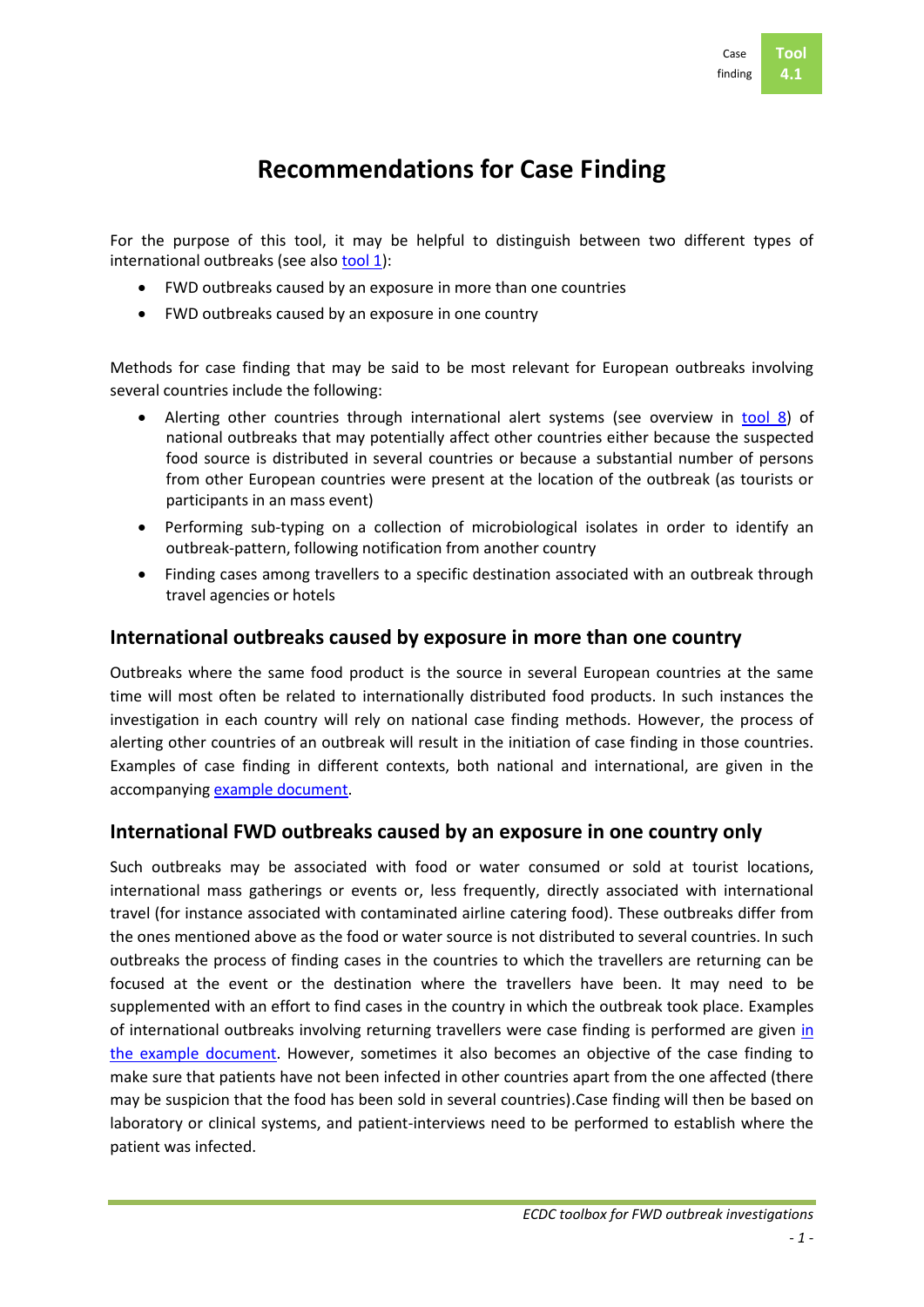# Recommendations for Case Finding

For the purpose of this tool, it may be helpful to distinguish between two different types of international outbreaks (see also tool 1):

- FWD outbreaks caused by an exposure in more than one countries
- FWD outbreaks caused by an exposure in one country

Methods for case finding that may be said to be most relevant for European outbreaks involving several countries include the following:

- Alerting other countries through international alert systems (see overview in tool 8) of national outbreaks that may potentially affect other countries either because the suspected food source is distributed in several countries or because a substantial number of persons from other European countries were present at the location of the outbreak (as tourists or participants in an mass event)
- Performing sub-typing on a collection of microbiological isolates in order to identify an outbreak-pattern, following notification from another country
- Finding cases among travellers to a specific destination associated with an outbreak through travel agencies or hotels

## International outbreaks caused by exposure in more than one country

Outbreaks where the same food product is the source in several European countries at the same time will most often be related to internationally distributed food products. In such instances the investigation in each country will rely on national case finding methods. However, the process of alerting other countries of an outbreak will result in the initiation of case finding in those countries. Examples of case finding in different contexts, both national and international, are given in the accompanying example document.

## International FWD outbreaks caused by an exposure in one country only

Such outbreaks may be associated with food or water consumed or sold at tourist locations, international mass gatherings or events or, less frequently, directly associated with international travel (for instance associated with contaminated airline catering food). These outbreaks differ from the ones mentioned above as the food or water source is not distributed to several countries. In such outbreaks the process of finding cases in the countries to which the travellers are returning can be focused at the event or the destination where the travellers have been. It may need to be supplemented with an effort to find cases in the country in which the outbreak took place. Examples of international outbreaks involving returning travellers were case finding is performed are given in the example document. However, sometimes it also becomes an objective of the case finding to make sure that patients have not been infected in other countries apart from the one affected (there may be suspicion that the food has been sold in several countries).Case finding will then be based on laboratory or clinical systems, and patient-interviews need to be performed to establish where the patient was infected.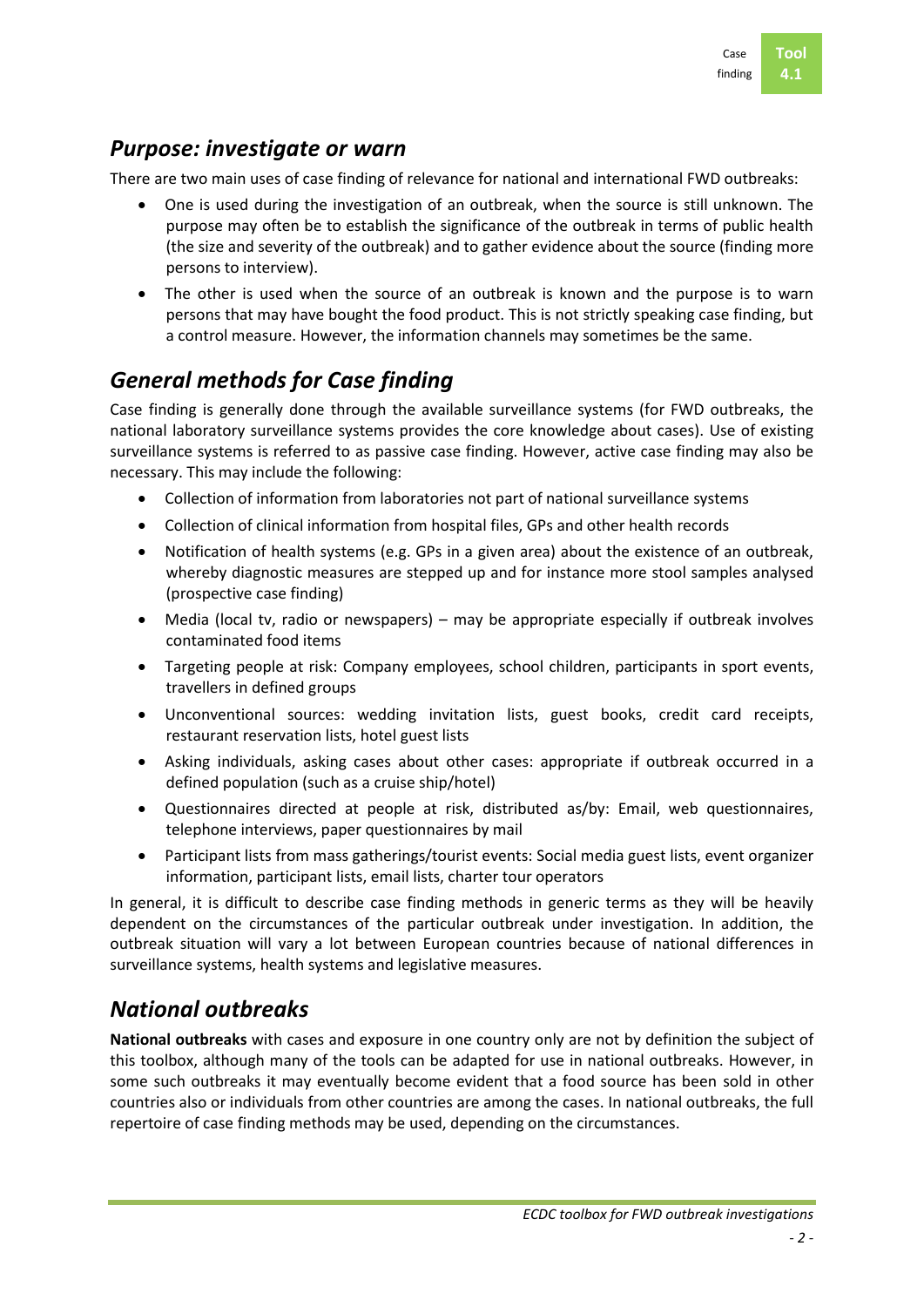## *Purpose: investigate or warn*

There are two main uses of case finding of relevance for national and international FWD outbreaks:

- One is used during the investigation of an outbreak, when the source is still unknown. The purpose may often be to establish the significance of the outbreak in terms of public health (the size and severity of the outbreak) and to gather evidence about the source (finding more persons to interview).
- The other is used when the source of an outbreak is known and the purpose is to warn persons that may have bought the food product. This is not strictly speaking case finding, but a control measure. However, the information channels may sometimes be the same.

## *General methods for Case finding*

Case finding is generally done through the available surveillance systems (for FWD outbreaks, the national laboratory surveillance systems provides the core knowledge about cases). Use of existing surveillance systems is referred to as passive case finding. However, active case finding may also be necessary. This may include the following:

- Collection of information from laboratories not part of national surveillance systems
- Collection of clinical information from hospital files, GPs and other health records
- Notification of health systems (e.g. GPs in a given area) about the existence of an outbreak, whereby diagnostic measures are stepped up and for instance more stool samples analysed (prospective case finding)
- Media (local tv, radio or newspapers) – may be appropriate especially if outbreak involves contaminated food items
- Targeting people at risk: Company employees, school children, participants in sport events, travellers in defined groups
- Unconventional sources: wedding invitation lists, guest books, credit card receipts, restaurant reservation lists, hotel guest lists
- Asking individuals, asking cases about other cases: appropriate if outbreak occurred in a defined population (such as a cruise ship/hotel)
- Questionnaires directed at people at risk, distributed as/by: Email, web questionnaires, telephone interviews, paper questionnaires by mail
- Participant lists from mass gatherings/tourist events: Social media guest lists, event organizer information, participant lists, email lists, charter tour operators

In general, it is difficult to describe case finding methods in generic terms as they will be heavily dependent on the circumstances of the particular outbreak under investigation. In addition, the outbreak situation will vary a lot between European countries because of national differences in surveillance systems, health systems and legislative measures.

## *National outbreaks*

**National outbreaks** with cases and exposure in one country only are not by definition the subject of this toolbox, although many of the tools can be adapted for use in national outbreaks. However, in some such outbreaks it may eventually become evident that a food source has been sold in other countries also or individuals from other countries are among the cases. In national outbreaks, the full repertoire of case finding methods may be used, depending on the circumstances.